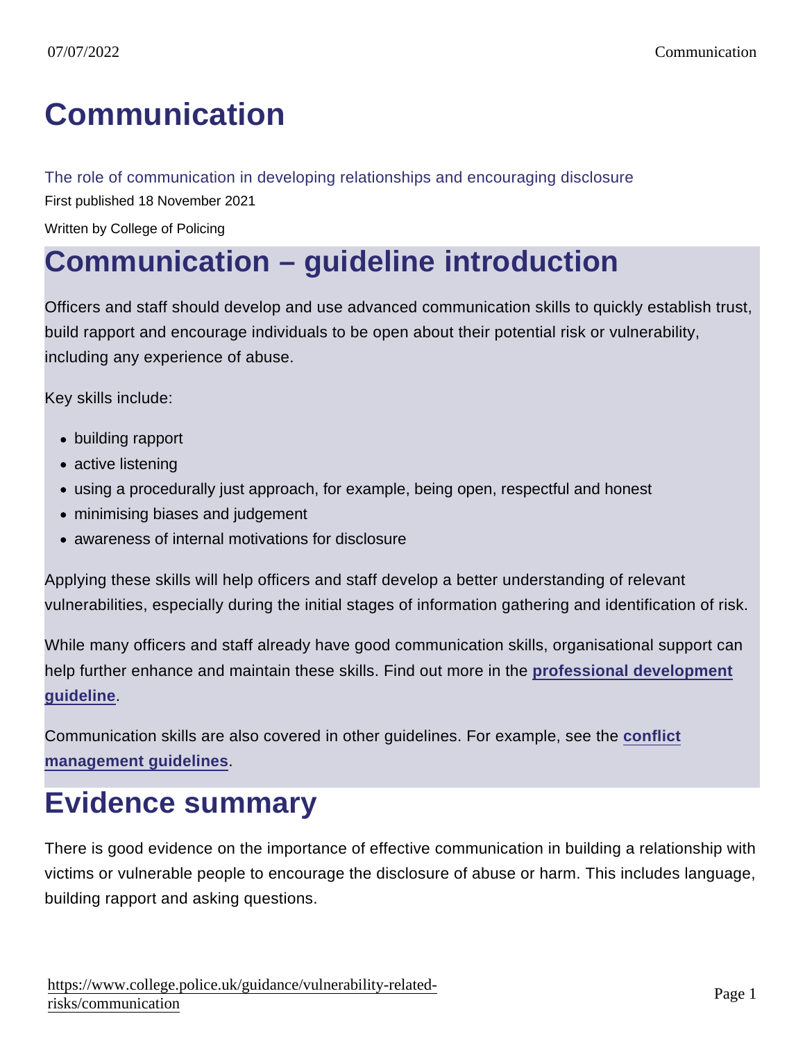# Communication

The role of communication in developing relationships and encouraging disclosure

First published 18 November 2021

Written by College of Policing

## Communication – guideline introduction

Officers and staff should develop and use advanced communication skills to quickly establish trust, build rapport and encourage individuals to be open about their potential risk or vulnerability, including any experience of abuse.

Key skills include:

- building rapport
- active listening
- using a procedurally just approach, for example, being open, respectful and honest
- minimising biases and judgement
- awareness of internal motivations for disclosure

Applying these skills will help officers and staff develop a better understanding of relevant vulnerabilities, especially during the initial stages of information gathering and identification of risk.

While many officers and staff already have good communication skills, organisational support can help further enhance and maintain these skills. Find out more in the **professional development guideline**.

Communication skills are also covered in other guidelines. For example, see the **conflict management guidelines**.

## Evidence summary

There is good evidence on the importance of effective communication in building a relationship with victims or vulnerable people to encourage the disclosure of abuse or harm. This includes language, building rapport and asking questions.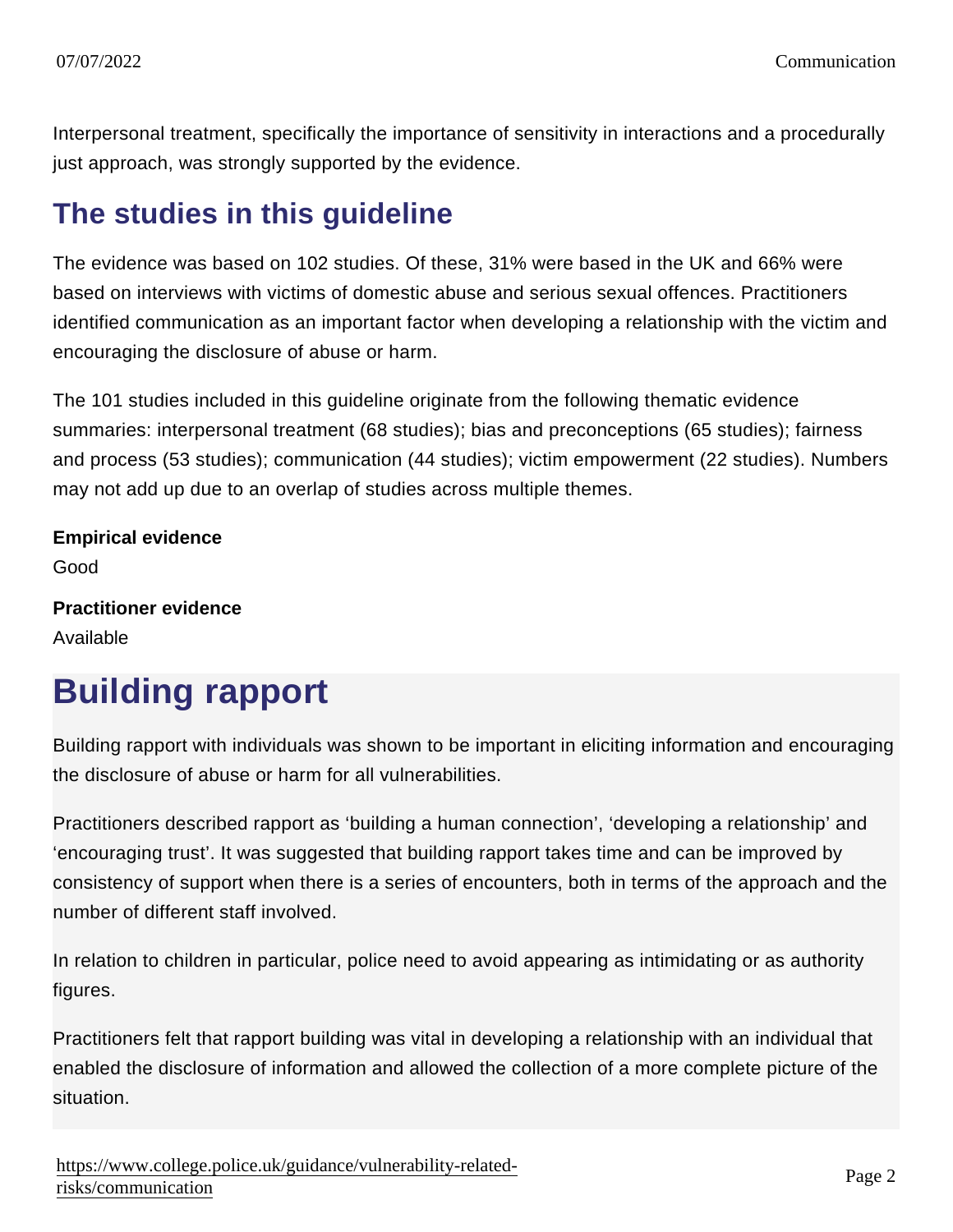Interpersonal treatment, specifically the importance of sensitivity in interactions and a procedurally just approach, was strongly supported by the evidence.

## The studies in this guideline

The evidence was based on 102 studies. Of these, 31% were based in the UK and 66% were based on interviews with victims of domestic abuse and serious sexual offences. Practitioners identified communication as an important factor when developing a relationship with the victim and encouraging the disclosure of abuse or harm.

The 101 studies included in this guideline originate from the following thematic evidence summaries: interpersonal treatment (68 studies); bias and preconceptions (65 studies); fairness and process (53 studies); communication (44 studies); victim empowerment (22 studies). Numbers may not add up due to an overlap of studies across multiple themes.

**Empirical evidence**
Good

**Practitioner evidence**
Available

# Building rapport

Building rapport with individuals was shown to be important in eliciting information and encouraging the disclosure of abuse or harm for all vulnerabilities.

Practitioners described rapport as 'building a human connection', 'developing a relationship' and 'encouraging trust'. It was suggested that building rapport takes time and can be improved by consistency of support when there is a series of encounters, both in terms of the approach and the number of different staff involved.

In relation to children in particular, police need to avoid appearing as intimidating or as authority figures.

Practitioners felt that rapport building was vital in developing a relationship with an individual that enabled the disclosure of information and allowed the collection of a more complete picture of the situation.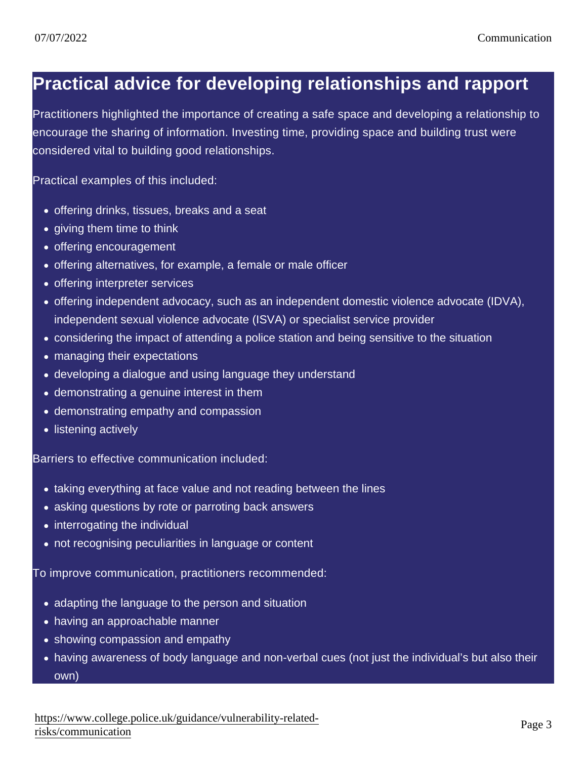## Practical advice for developing relationships and rapport

Practitioners highlighted the importance of creating a safe space and developing a relationship to encourage the sharing of information. Investing time, providing space and building trust were considered vital to building good relationships.

Practical examples of this included:

- offering drinks, tissues, breaks and a seat
- giving them time to think
- offering encouragement
- offering alternatives, for example, a female or male officer
- offering interpreter services
- offering independent advocacy, such as an independent domestic violence advocate (IDVA), independent sexual violence advocate (ISVA) or specialist service provider
- considering the impact of attending a police station and being sensitive to the situation
- managing their expectations
- developing a dialogue and using language they understand
- demonstrating a genuine interest in them
- demonstrating empathy and compassion
- listening actively

Barriers to effective communication included:

- taking everything at face value and not reading between the lines
- asking questions by rote or parroting back answers
- interrogating the individual
- not recognising peculiarities in language or content

To improve communication, practitioners recommended:

- adapting the language to the person and situation
- having an approachable manner
- showing compassion and empathy
- having awareness of body language and non-verbal cues (not just the individual's but also their own)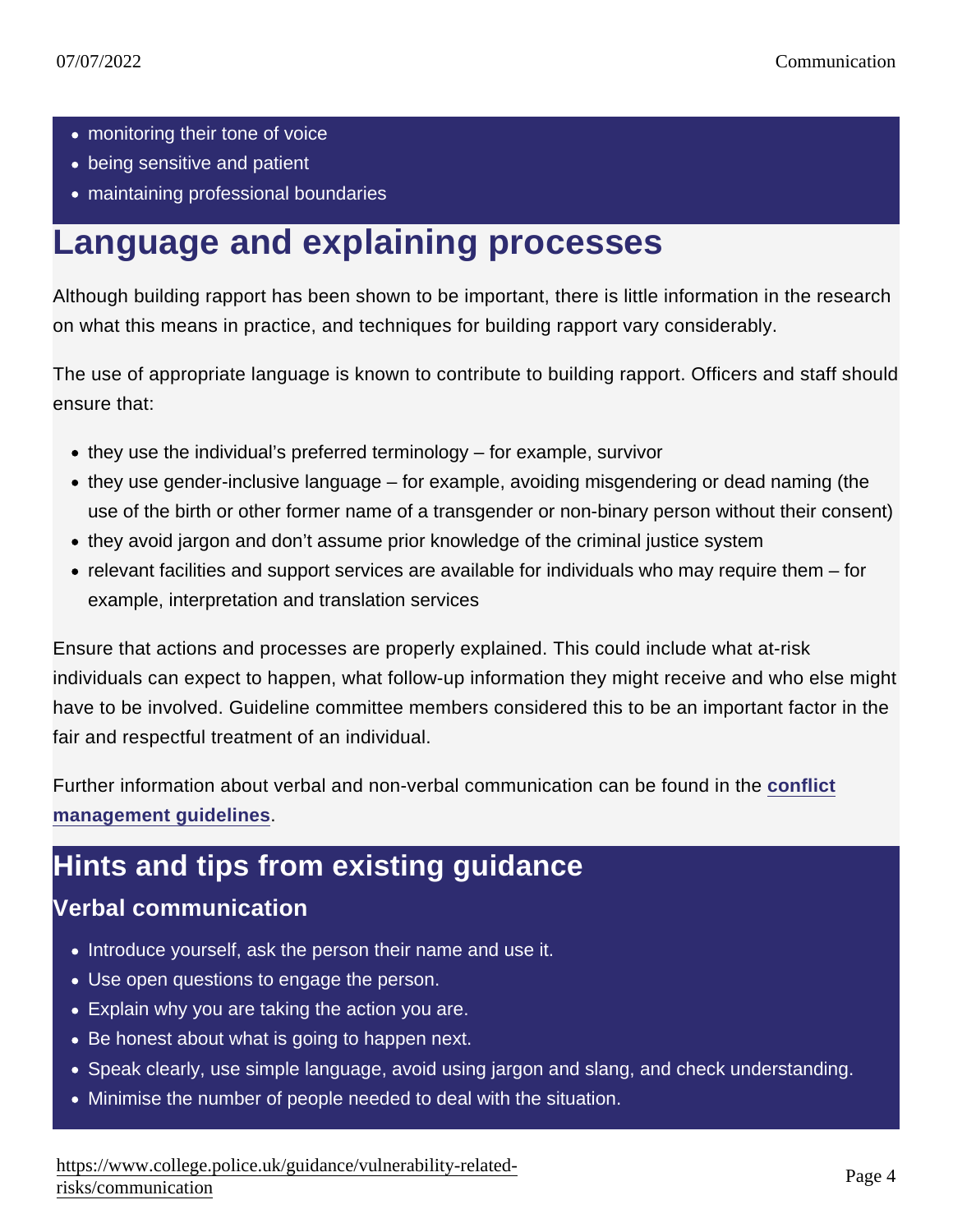- monitoring their tone of voice
- being sensitive and patient
- maintaining professional boundaries

# Language and explaining processes

Although building rapport has been shown to be important, there is little information in the research on what this means in practice, and techniques for building rapport vary considerably.

The use of appropriate language is known to contribute to building rapport. Officers and staff should ensure that:

- they use the individual's preferred terminology – for example, survivor
- they use gender-inclusive language – for example, avoiding misgendering or dead naming (the use of the birth or other former name of a transgender or non-binary person without their consent)
- they avoid jargon and don't assume prior knowledge of the criminal justice system
- relevant facilities and support services are available for individuals who may require them – for example, interpretation and translation services

Ensure that actions and processes are properly explained. This could include what at-risk individuals can expect to happen, what follow-up information they might receive and who else might have to be involved. Guideline committee members considered this to be an important factor in the fair and respectful treatment of an individual.

Further information about verbal and non-verbal communication can be found in the [conflict management guidelines](#).

## Hints and tips from existing guidance

### Verbal communication

- Introduce yourself, ask the person their name and use it.
- Use open questions to engage the person.
- Explain why you are taking the action you are.
- Be honest about what is going to happen next.
- Speak clearly, use simple language, avoid using jargon and slang, and check understanding.
- Minimise the number of people needed to deal with the situation.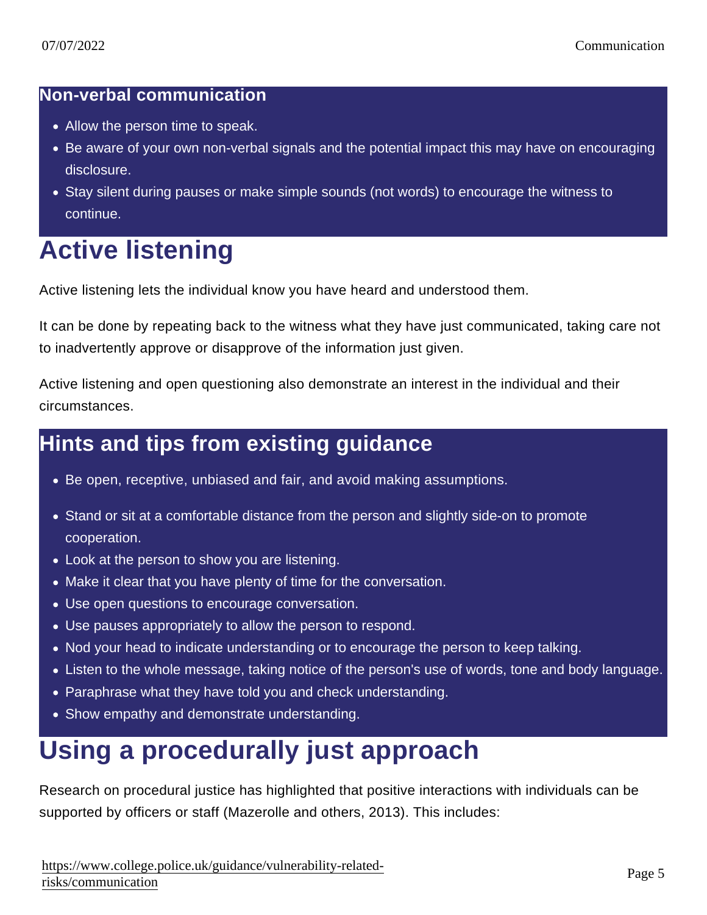### Non-verbal communication

- Allow the person time to speak.
- Be aware of your own non-verbal signals and the potential impact this may have on encouraging disclosure.
- Stay silent during pauses or make simple sounds (not words) to encourage the witness to continue.

# Active listening

Active listening lets the individual know you have heard and understood them.

It can be done by repeating back to the witness what they have just communicated, taking care not to inadvertently approve or disapprove of the information just given.

Active listening and open questioning also demonstrate an interest in the individual and their circumstances.

## Hints and tips from existing guidance

- Be open, receptive, unbiased and fair, and avoid making assumptions.
- Stand or sit at a comfortable distance from the person and slightly side-on to promote cooperation.
- Look at the person to show you are listening.
- Make it clear that you have plenty of time for the conversation.
- Use open questions to encourage conversation.
- Use pauses appropriately to allow the person to respond.
- Nod your head to indicate understanding or to encourage the person to keep talking.
- Listen to the whole message, taking notice of the person's use of words, tone and body language.
- Paraphrase what they have told you and check understanding.
- Show empathy and demonstrate understanding.

# Using a procedurally just approach

Research on procedural justice has highlighted that positive interactions with individuals can be supported by officers or staff (Mazerolle and others, 2013). This includes: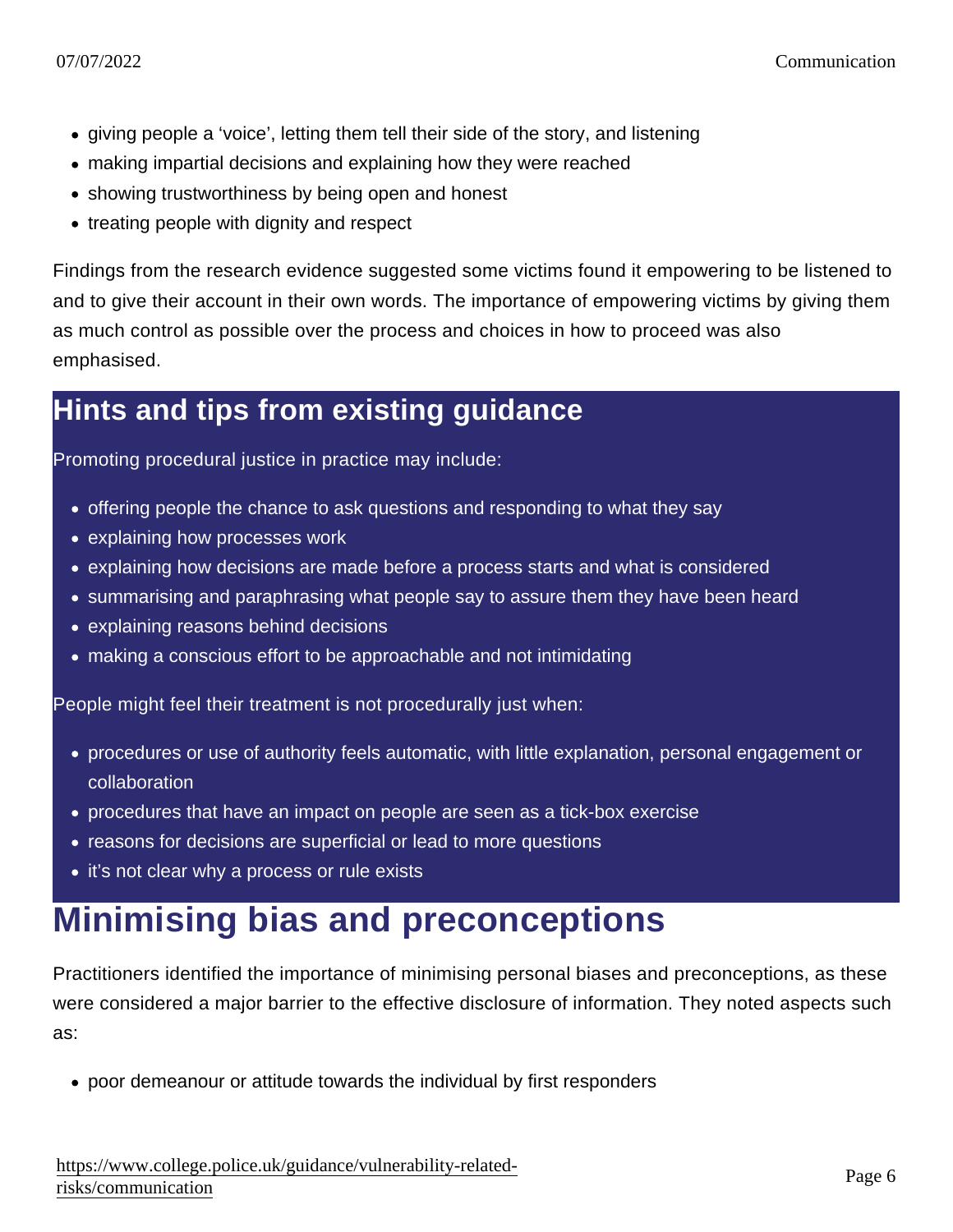- giving people a ‘voice’, letting them tell their side of the story, and listening
- making impartial decisions and explaining how they were reached
- showing trustworthiness by being open and honest
- treating people with dignity and respect

Findings from the research evidence suggested some victims found it empowering to be listened to and to give their account in their own words. The importance of empowering victims by giving them as much control as possible over the process and choices in how to proceed was also emphasised.

## Hints and tips from existing guidance

Promoting procedural justice in practice may include:

- offering people the chance to ask questions and responding to what they say
- explaining how processes work
- explaining how decisions are made before a process starts and what is considered
- summarising and paraphrasing what people say to assure them they have been heard
- explaining reasons behind decisions
- making a conscious effort to be approachable and not intimidating

People might feel their treatment is not procedurally just when:

- procedures or use of authority feels automatic, with little explanation, personal engagement or collaboration
- procedures that have an impact on people are seen as a tick-box exercise
- reasons for decisions are superficial or lead to more questions
- it’s not clear why a process or rule exists

# Minimising bias and preconceptions

Practitioners identified the importance of minimising personal biases and preconceptions, as these were considered a major barrier to the effective disclosure of information. They noted aspects such as:

- poor demeanour or attitude towards the individual by first responders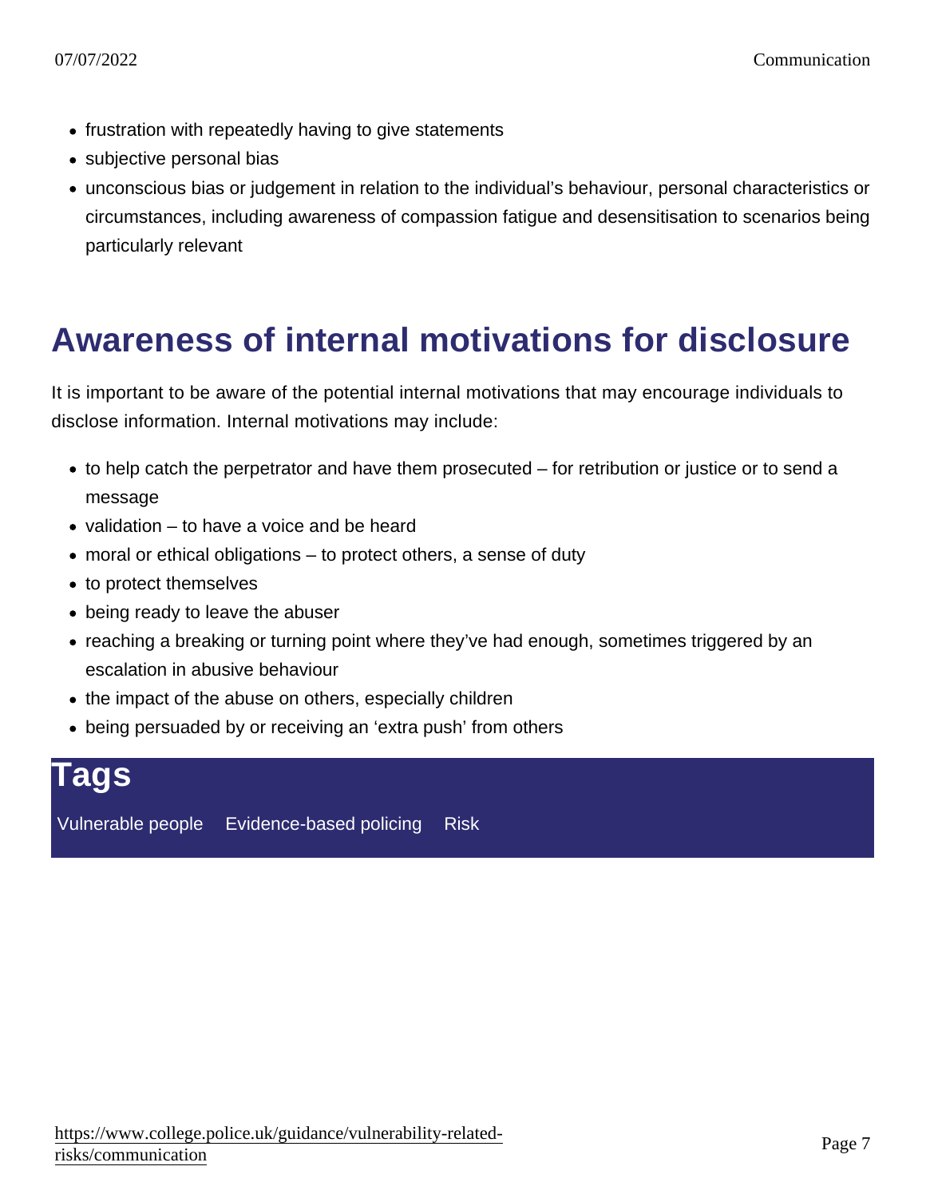- frustration with repeatedly having to give statements
- subjective personal bias
- unconscious bias or judgement in relation to the individual's behaviour, personal characteristics or circumstances, including awareness of compassion fatigue and desensitisation to scenarios being particularly relevant

## Awareness of internal motivations for disclosure

It is important to be aware of the potential internal motivations that may encourage individuals to disclose information. Internal motivations may include:

- to help catch the perpetrator and have them prosecuted – for retribution or justice or to send a message
- validation – to have a voice and be heard
- moral or ethical obligations – to protect others, a sense of duty
- to protect themselves
- being ready to leave the abuser
- reaching a breaking or turning point where they've had enough, sometimes triggered by an escalation in abusive behaviour
- the impact of the abuse on others, especially children
- being persuaded by or receiving an 'extra push' from others

## Tags

Vulnerable people    Evidence-based policing    Risk